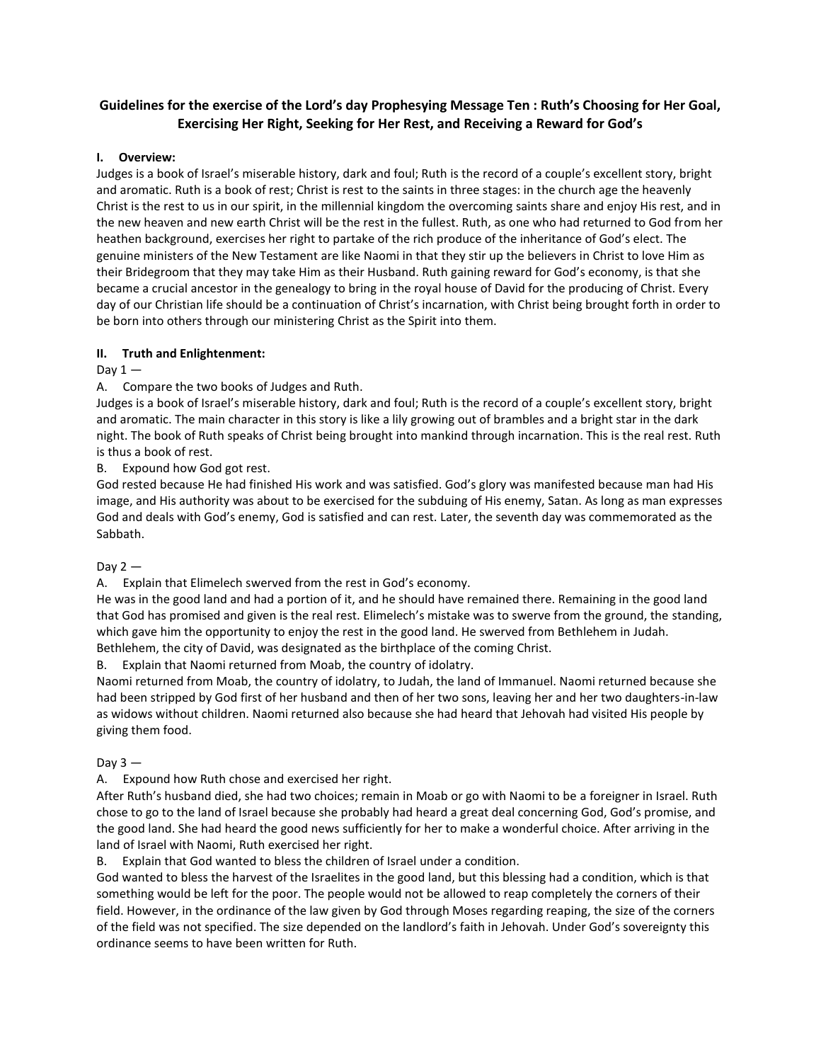# Guidelines for the exercise of the Lord's day Prophesying Message Ten : Ruth's Choosing for Her Goal, Exercising Her Right, Seeking for Her Rest, and Receiving a Reward for God's

## I. Overview:

Judges is a book of Israel's miserable history, dark and foul; Ruth is the record of a couple's excellent story, bright and aromatic. Ruth is a book of rest; Christ is rest to the saints in three stages: in the church age the heavenly Christ is the rest to us in our spirit, in the millennial kingdom the overcoming saints share and enjoy His rest, and in the new heaven and new earth Christ will be the rest in the fullest. Ruth, as one who had returned to God from her heathen background, exercises her right to partake of the rich produce of the inheritance of God's elect. The genuine ministers of the New Testament are like Naomi in that they stir up the believers in Christ to love Him as their Bridegroom that they may take Him as their Husband. Ruth gaining reward for God's economy, is that she became a crucial ancestor in the genealogy to bring in the royal house of David for the producing of Christ. Every day of our Christian life should be a continuation of Christ's incarnation, with Christ being brought forth in order to be born into others through our ministering Christ as the Spirit into them.

## II. Truth and Enlightenment:

Day 1 —

A. Compare the two books of Judges and Ruth.

Judges is a book of Israel's miserable history, dark and foul; Ruth is the record of a couple's excellent story, bright and aromatic. The main character in this story is like a lily growing out of brambles and a bright star in the dark night. The book of Ruth speaks of Christ being brought into mankind through incarnation. This is the real rest. Ruth is thus a book of rest.

B. Expound how God got rest.

God rested because He had finished His work and was satisfied. God's glory was manifested because man had His image, and His authority was about to be exercised for the subduing of His enemy, Satan. As long as man expresses God and deals with God's enemy, God is satisfied and can rest. Later, the seventh day was commemorated as the Sabbath.

Day 2 —

A. Explain that Elimelech swerved from the rest in God's economy.

He was in the good land and had a portion of it, and he should have remained there. Remaining in the good land that God has promised and given is the real rest. Elimelech's mistake was to swerve from the ground, the standing, which gave him the opportunity to enjoy the rest in the good land. He swerved from Bethlehem in Judah. Bethlehem, the city of David, was designated as the birthplace of the coming Christ.

B. Explain that Naomi returned from Moab, the country of idolatry.

Naomi returned from Moab, the country of idolatry, to Judah, the land of Immanuel. Naomi returned because she had been stripped by God first of her husband and then of her two sons, leaving her and her two daughters-in-law as widows without children. Naomi returned also because she had heard that Jehovah had visited His people by giving them food.

Day 3 —

A. Expound how Ruth chose and exercised her right.

After Ruth's husband died, she had two choices; remain in Moab or go with Naomi to be a foreigner in Israel. Ruth chose to go to the land of Israel because she probably had heard a great deal concerning God, God's promise, and the good land. She had heard the good news sufficiently for her to make a wonderful choice. After arriving in the land of Israel with Naomi, Ruth exercised her right.

B. Explain that God wanted to bless the children of Israel under a condition.

God wanted to bless the harvest of the Israelites in the good land, but this blessing had a condition, which is that something would be left for the poor. The people would not be allowed to reap completely the corners of their field. However, in the ordinance of the law given by God through Moses regarding reaping, the size of the corners of the field was not specified. The size depended on the landlord's faith in Jehovah. Under God's sovereignty this ordinance seems to have been written for Ruth.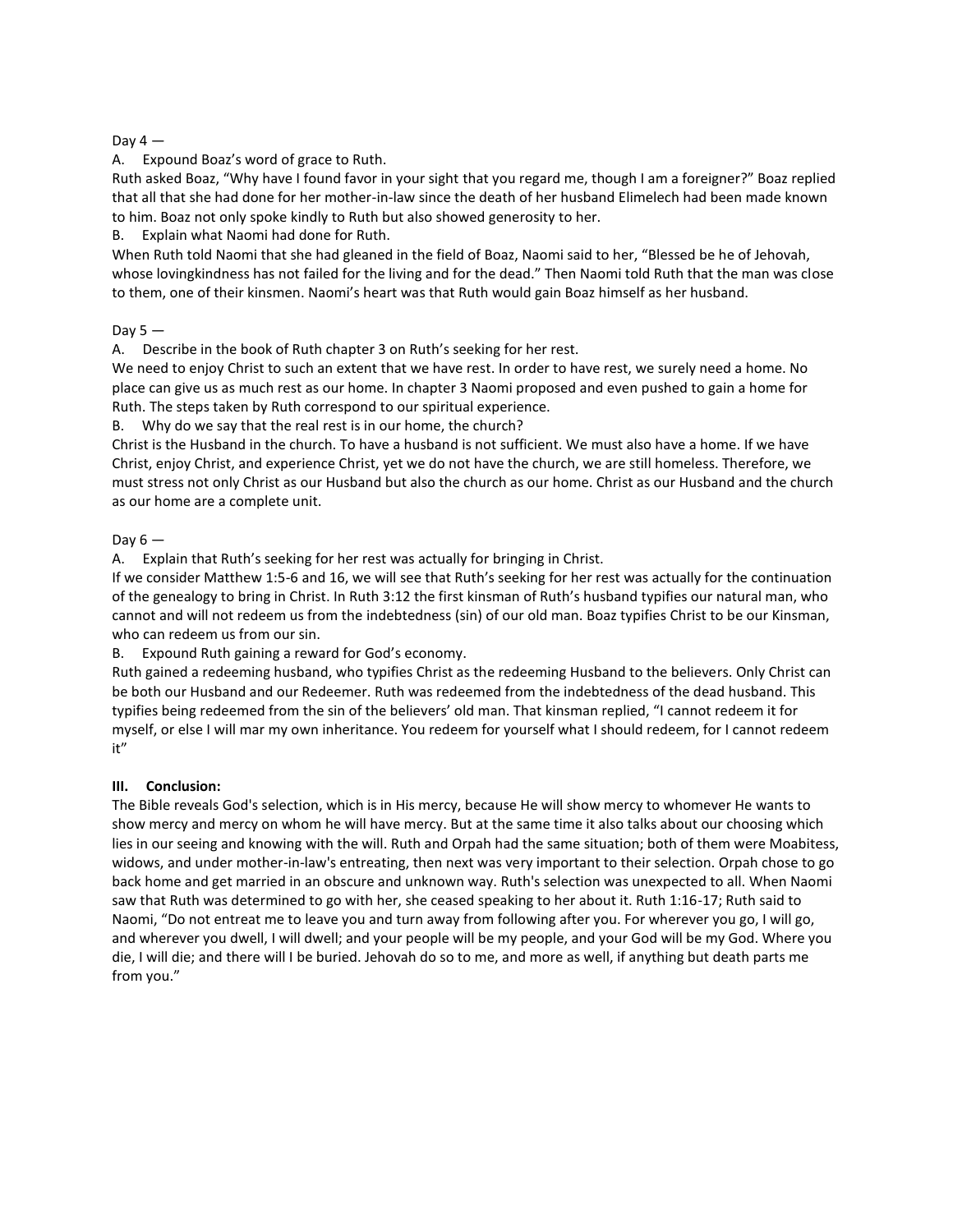Day 4 —

A. Expound Boaz's word of grace to Ruth.

Ruth asked Boaz, "Why have I found favor in your sight that you regard me, though I am a foreigner?" Boaz replied that all that she had done for her mother-in-law since the death of her husband Elimelech had been made known to him. Boaz not only spoke kindly to Ruth but also showed generosity to her.

B. Explain what Naomi had done for Ruth.

When Ruth told Naomi that she had gleaned in the field of Boaz, Naomi said to her, "Blessed be he of Jehovah, whose lovingkindness has not failed for the living and for the dead." Then Naomi told Ruth that the man was close to them, one of their kinsmen. Naomi's heart was that Ruth would gain Boaz himself as her husband.

Day 5 —

A. Describe in the book of Ruth chapter 3 on Ruth's seeking for her rest.

We need to enjoy Christ to such an extent that we have rest. In order to have rest, we surely need a home. No place can give us as much rest as our home. In chapter 3 Naomi proposed and even pushed to gain a home for Ruth. The steps taken by Ruth correspond to our spiritual experience.

B. Why do we say that the real rest is in our home, the church?

Christ is the Husband in the church. To have a husband is not sufficient. We must also have a home. If we have Christ, enjoy Christ, and experience Christ, yet we do not have the church, we are still homeless. Therefore, we must stress not only Christ as our Husband but also the church as our home. Christ as our Husband and the church as our home are a complete unit.

Day 6 —

A. Explain that Ruth's seeking for her rest was actually for bringing in Christ.

If we consider Matthew 1:5-6 and 16, we will see that Ruth's seeking for her rest was actually for the continuation of the genealogy to bring in Christ. In Ruth 3:12 the first kinsman of Ruth's husband typifies our natural man, who cannot and will not redeem us from the indebtedness (sin) of our old man. Boaz typifies Christ to be our Kinsman, who can redeem us from our sin.

B. Expound Ruth gaining a reward for God's economy.

Ruth gained a redeeming husband, who typifies Christ as the redeeming Husband to the believers. Only Christ can be both our Husband and our Redeemer. Ruth was redeemed from the indebtedness of the dead husband. This typifies being redeemed from the sin of the believers' old man. That kinsman replied, "I cannot redeem it for myself, or else I will mar my own inheritance. You redeem for yourself what I should redeem, for I cannot redeem it"

**III. Conclusion:**

The Bible reveals God's selection, which is in His mercy, because He will show mercy to whomever He wants to show mercy and mercy on whom he will have mercy. But at the same time it also talks about our choosing which lies in our seeing and knowing with the will. Ruth and Orpah had the same situation; both of them were Moabitess, widows, and under mother-in-law's entreating, then next was very important to their selection. Orpah chose to go back home and get married in an obscure and unknown way. Ruth's selection was unexpected to all. When Naomi saw that Ruth was determined to go with her, she ceased speaking to her about it. Ruth 1:16-17; Ruth said to Naomi, "Do not entreat me to leave you and turn away from following after you. For wherever you go, I will go, and wherever you dwell, I will dwell; and your people will be my people, and your God will be my God. Where you die, I will die; and there will I be buried. Jehovah do so to me, and more as well, if anything but death parts me from you."